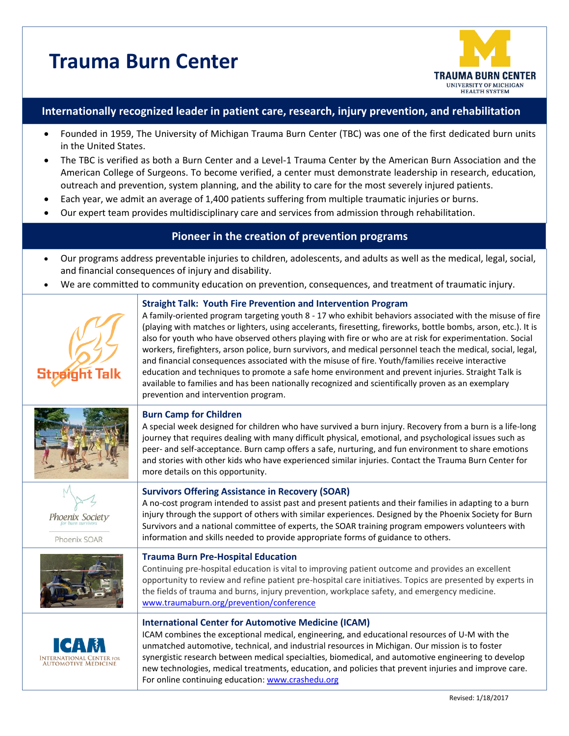# Trauma Burn Center

TRAUMA BURN CENTER
UNIVERSITY OF MICHIGAN HEALTH SYSTEM

## Internationally recognized leader in patient care, research, injury prevention, and rehabilitation

- Founded in 1959, The University of Michigan Trauma Burn Center (TBC) was one of the first dedicated burn units in the United States.
- The TBC is verified as both a Burn Center and a Level-1 Trauma Center by the American Burn Association and the American College of Surgeons. To become verified, a center must demonstrate leadership in research, education, outreach and prevention, system planning, and the ability to care for the most severely injured patients.
- Each year, we admit an average of 1,400 patients suffering from multiple traumatic injuries or burns.
- Our expert team provides multidisciplinary care and services from admission through rehabilitation.

## Pioneer in the creation of prevention programs

- Our programs address preventable injuries to children, adolescents, and adults as well as the medical, legal, social, and financial consequences of injury and disability.
- We are committed to community education on prevention, consequences, and treatment of traumatic injury.

### Straight Talk: Youth Fire Prevention and Intervention Program

A family-oriented program targeting youth 8 - 17 who exhibit behaviors associated with the misuse of fire (playing with matches or lighters, using accelerants, firesetting, fireworks, bottle bombs, arson, etc.). It is also for youth who have observed others playing with fire or who are at risk for experimentation. Social workers, firefighters, arson police, burn survivors, and medical personnel teach the medical, social, legal, and financial consequences associated with the misuse of fire. Youth/families receive interactive education and techniques to promote a safe home environment and prevent injuries. Straight Talk is available to families and has been nationally recognized and scientifically proven as an exemplary prevention and intervention program.

### Burn Camp for Children

A special week designed for children who have survived a burn injury. Recovery from a burn is a life-long journey that requires dealing with many difficult physical, emotional, and psychological issues such as peer- and self-acceptance. Burn camp offers a safe, nurturing, and fun environment to share emotions and stories with other kids who have experienced similar injuries. Contact the Trauma Burn Center for more details on this opportunity.

### Survivors Offering Assistance in Recovery (SOAR)

A no-cost program intended to assist past and present patients and their families in adapting to a burn injury through the support of others with similar experiences. Designed by the Phoenix Society for Burn Survivors and a national committee of experts, the SOAR training program empowers volunteers with information and skills needed to provide appropriate forms of guidance to others.

### Trauma Burn Pre-Hospital Education

Continuing pre-hospital education is vital to improving patient outcome and provides an excellent opportunity to review and refine patient pre-hospital care initiatives. Topics are presented by experts in the fields of trauma and burns, injury prevention, workplace safety, and emergency medicine.
www.traumaburn.org/prevention/conference

### International Center for Automotive Medicine (ICAM)

ICAM combines the exceptional medical, engineering, and educational resources of U-M with the unmatched automotive, technical, and industrial resources in Michigan. Our mission is to foster synergistic research between medical specialties, biomedical, and automotive engineering to develop new technologies, medical treatments, education, and policies that prevent injuries and improve care. For online continuing education: www.crashedu.org

Revised: 1/18/2017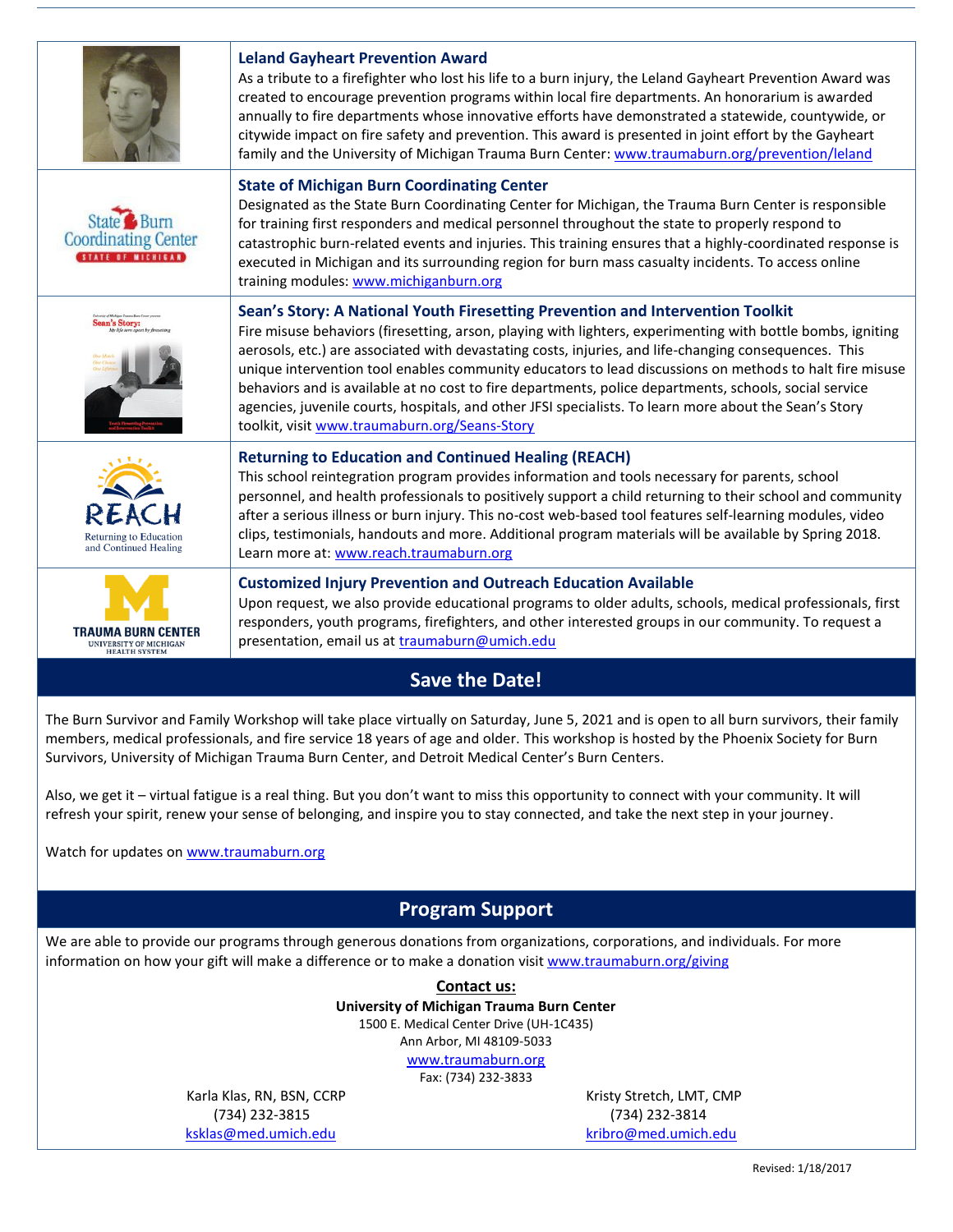### Leland Gayheart Prevention Award

As a tribute to a firefighter who lost his life to a burn injury, the Leland Gayheart Prevention Award was created to encourage prevention programs within local fire departments. An honorarium is awarded annually to fire departments whose innovative efforts have demonstrated a statewide, countywide, or citywide impact on fire safety and prevention. This award is presented in joint effort by the Gayheart family and the University of Michigan Trauma Burn Center: www.traumaburn.org/prevention/leland

### State of Michigan Burn Coordinating Center

Designated as the State Burn Coordinating Center for Michigan, the Trauma Burn Center is responsible for training first responders and medical personnel throughout the state to properly respond to catastrophic burn-related events and injuries. This training ensures that a highly-coordinated response is executed in Michigan and its surrounding region for burn mass casualty incidents. To access online training modules: www.michiganburn.org

### Sean's Story: A National Youth Firesetting Prevention and Intervention Toolkit

Fire misuse behaviors (firesetting, arson, playing with lighters, experimenting with bottle bombs, igniting aerosols, etc.) are associated with devastating costs, injuries, and life-changing consequences. This unique intervention tool enables community educators to lead discussions on methods to halt fire misuse behaviors and is available at no cost to fire departments, police departments, schools, social service agencies, juvenile courts, hospitals, and other JFSI specialists. To learn more about the Sean's Story toolkit, visit www.traumaburn.org/Seans-Story

### Returning to Education and Continued Healing (REACH)

This school reintegration program provides information and tools necessary for parents, school personnel, and health professionals to positively support a child returning to their school and community after a serious illness or burn injury. This no-cost web-based tool features self-learning modules, video clips, testimonials, handouts and more. Additional program materials will be available by Spring 2018. Learn more at: www.reach.traumaburn.org

### Customized Injury Prevention and Outreach Education Available

Upon request, we also provide educational programs to older adults, schools, medical professionals, first responders, youth programs, firefighters, and other interested groups in our community. To request a presentation, email us at traumaburn@umich.edu

## Save the Date!

The Burn Survivor and Family Workshop will take place virtually on Saturday, June 5, 2021 and is open to all burn survivors, their family members, medical professionals, and fire service 18 years of age and older. This workshop is hosted by the Phoenix Society for Burn Survivors, University of Michigan Trauma Burn Center, and Detroit Medical Center's Burn Centers.

Also, we get it – virtual fatigue is a real thing. But you don't want to miss this opportunity to connect with your community. It will refresh your spirit, renew your sense of belonging, and inspire you to stay connected, and take the next step in your journey.

Watch for updates on www.traumaburn.org

## Program Support

We are able to provide our programs through generous donations from organizations, corporations, and individuals. For more information on how your gift will make a difference or to make a donation visit www.traumaburn.org/giving

**Contact us:**

**University of Michigan Trauma Burn Center**
1500 E. Medical Center Drive (UH-1C435)
Ann Arbor, MI 48109-5033
www.traumaburn.org
Fax: (734) 232-3833

Karla Klas, RN, BSN, CCRP
(734) 232-3815
ksklas@med.umich.edu

Kristy Stretch, LMT, CMP
(734) 232-3814
kribro@med.umich.edu

Revised: 1/18/2017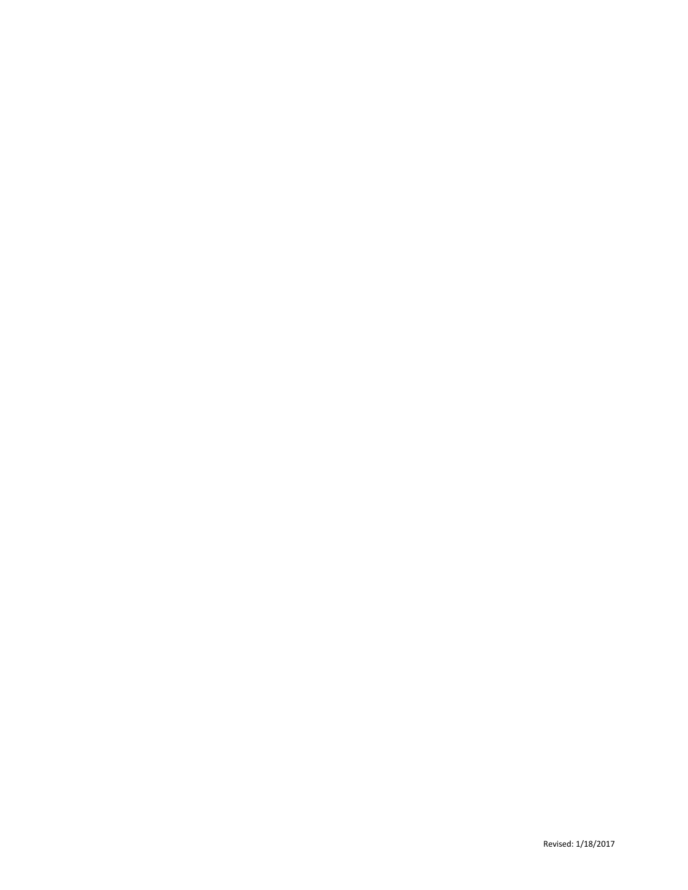Revised: 1/18/2017